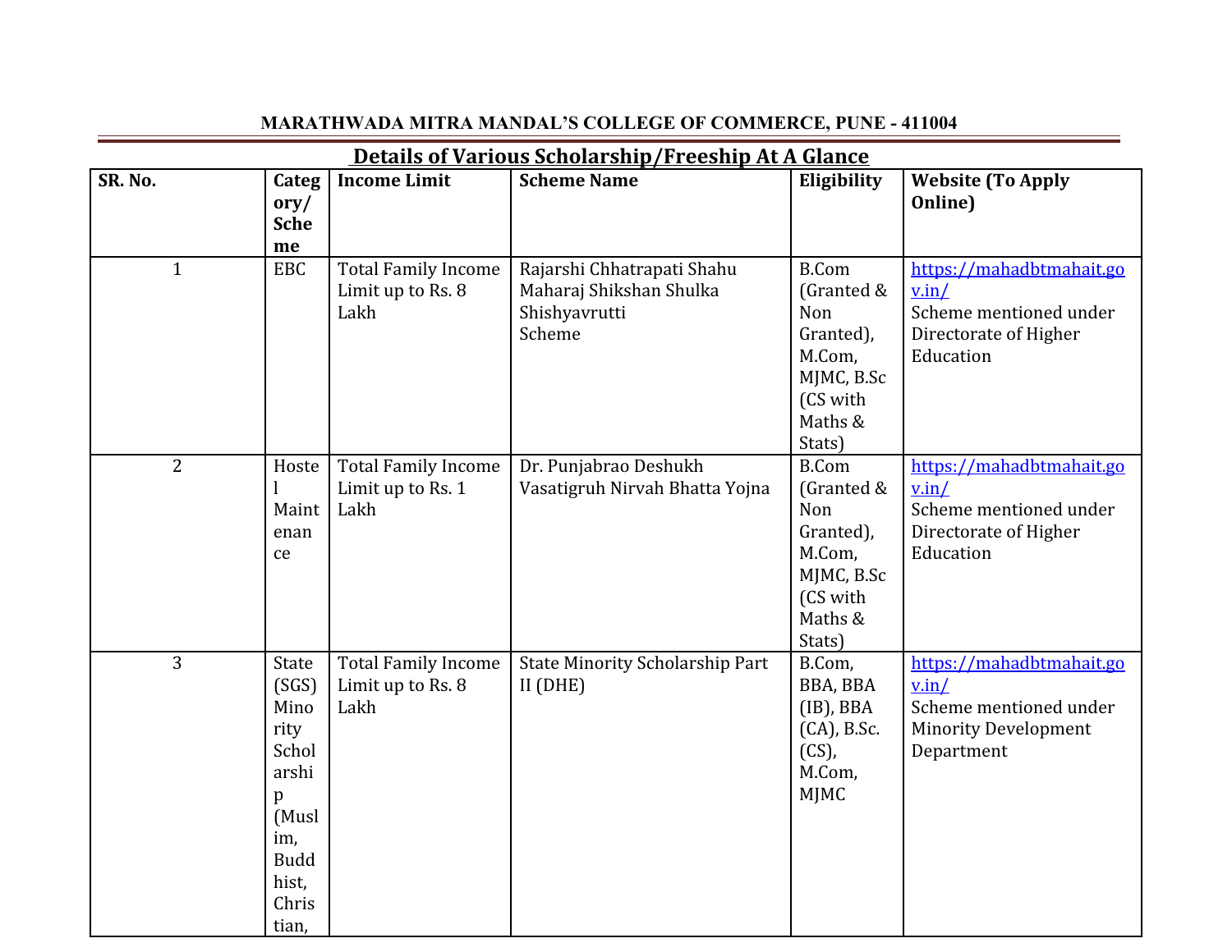**MARATHWADA MITRA MANDAL'S COLLEGE OF COMMERCE, PUNE - 411004**

## Details of Various Scholarship/Freeship At A Glance

| SR. No. | Category/ Scheme | Income Limit | Scheme Name | Eligibility | Website (To Apply Online) |
|---|---|---|---|---|---|
| 1 | EBC | Total Family Income Limit up to Rs. 8 Lakh | Rajarshi Chhatrapati Shahu Maharaj Shikshan Shulka Shishyavrutti Scheme | B.Com (Granted & Non Granted), M.Com, MJMC, B.Sc (CS with Maths & Stats) | https://mahadbtmahait.gov.in/ Scheme mentioned under Directorate of Higher Education |
| 2 | Hostel Maintenance | Total Family Income Limit up to Rs. 1 Lakh | Dr. Punjabrao Deshukh Vasatigruh Nirvah Bhatta Yojna | B.Com (Granted & Non Granted), M.Com, MJMC, B.Sc (CS with Maths & Stats) | https://mahadbtmahait.gov.in/ Scheme mentioned under Directorate of Higher Education |
| 3 | State (SGS) Minority Scholarship (Muslim, Buddhist, Christian, | Total Family Income Limit up to Rs. 8 Lakh | State Minority Scholarship Part II (DHE) | B.Com, BBA, BBA (IB), BBA (CA), B.Sc. (CS), M.Com, MJMC | https://mahadbtmahait.gov.in/ Scheme mentioned under Minority Development Department |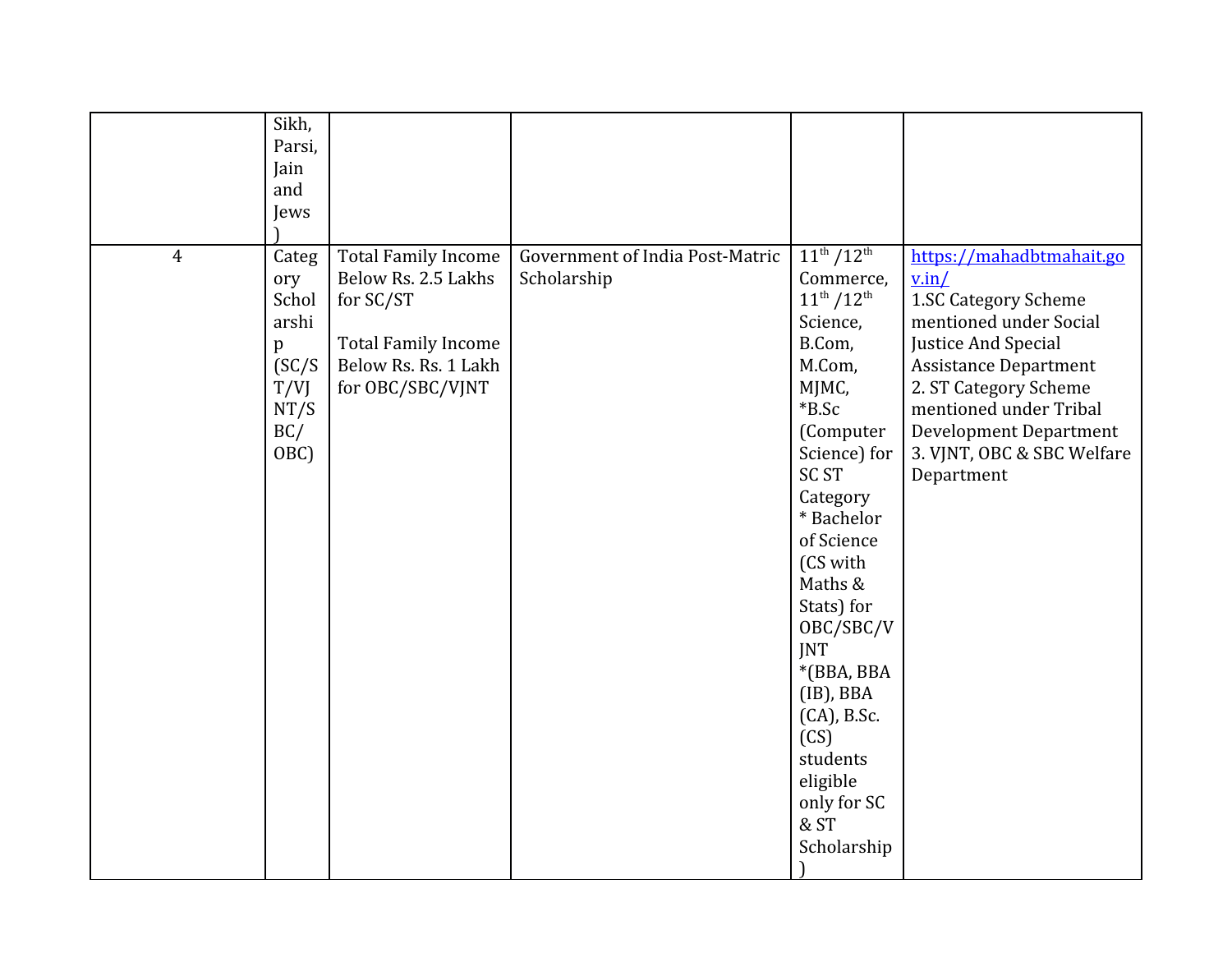| | | | | | |
|---|---|---|---|---|---|
| | Sikh, Parsi, Jain and Jews ) | | | | |
| 4 | Category Scholarship (SC/ST/VJNT/SBC/ OBC) | Total Family Income Below Rs. 2.5 Lakhs for SC/ST<br><br>Total Family Income Below Rs. Rs. 1 Lakh for OBC/SBC/VJNT | Government of India Post-Matric Scholarship | $11^{th}$ /$12^{th}$ Commerce, $11^{th}$ /$12^{th}$ Science, B.Com, M.Com, MJMC, *B.Sc (Computer Science) for SC ST Category<br>* Bachelor of Science (CS with Maths & Stats) for OBC/SBC/VJNT<br>*(BBA, BBA (IB), BBA (CA), B.Sc. (CS) students eligible only for SC & ST Scholarship ) | https://mahadbtmahait.gov.in/<br>1.SC Category Scheme mentioned under Social Justice And Special Assistance Department<br>2. ST Category Scheme mentioned under Tribal Development Department<br>3. VJNT, OBC & SBC Welfare Department |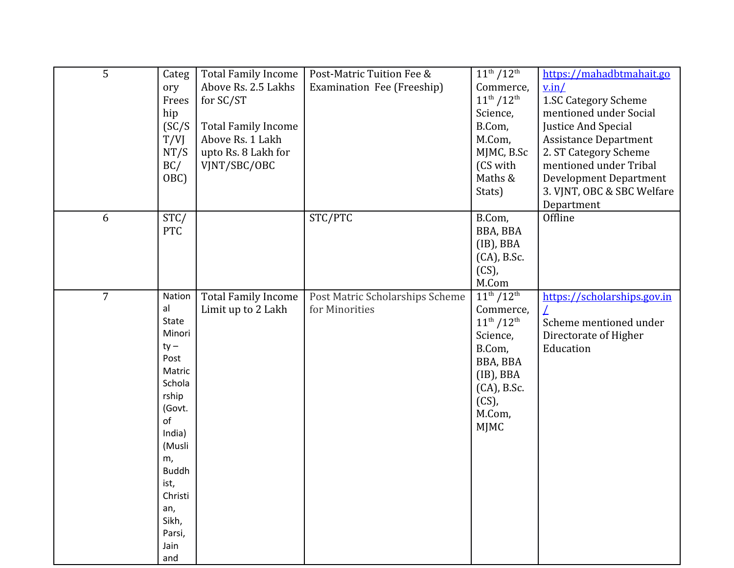| 5 | Category Freeship (SC/ST/VJNT/SBC/OBC) | Total Family Income Above Rs. 2.5 Lakhs for SC/ST<br><br>Total Family Income Above Rs. 1 Lakh upto Rs. 8 Lakh for VJNT/SBC/OBC | Post-Matric Tuition Fee & Examination Fee (Freeship) | 11th /12th Commerce, 11th /12th Science, B.Com, M.Com, MJMC, B.Sc (CS with Maths & Stats) | https://mahadbtmahait.gov.in/<br>1.SC Category Scheme mentioned under Social Justice And Special Assistance Department<br>2. ST Category Scheme mentioned under Tribal Development Department<br>3. VJNT, OBC & SBC Welfare Department |
|---|---|---|---|---|---|
| 6 | STC/PTC | | STC/PTC | B.Com, BBA, BBA (IB), BBA (CA), B.Sc. (CS), M.Com | Offline |
| 7 | National State Minority – Post Matric Scholarship (Govt. of India) (Muslim, Buddhist, Christian, Sikh, Parsi, Jain and | Total Family Income Limit up to 2 Lakh | Post Matric Scholarships Scheme for Minorities | 11th /12th Commerce, 11th /12th Science, B.Com, BBA, BBA (IB), BBA (CA), B.Sc. (CS), M.Com, MJMC | https://scholarships.gov.in/<br>Scheme mentioned under Directorate of Higher Education |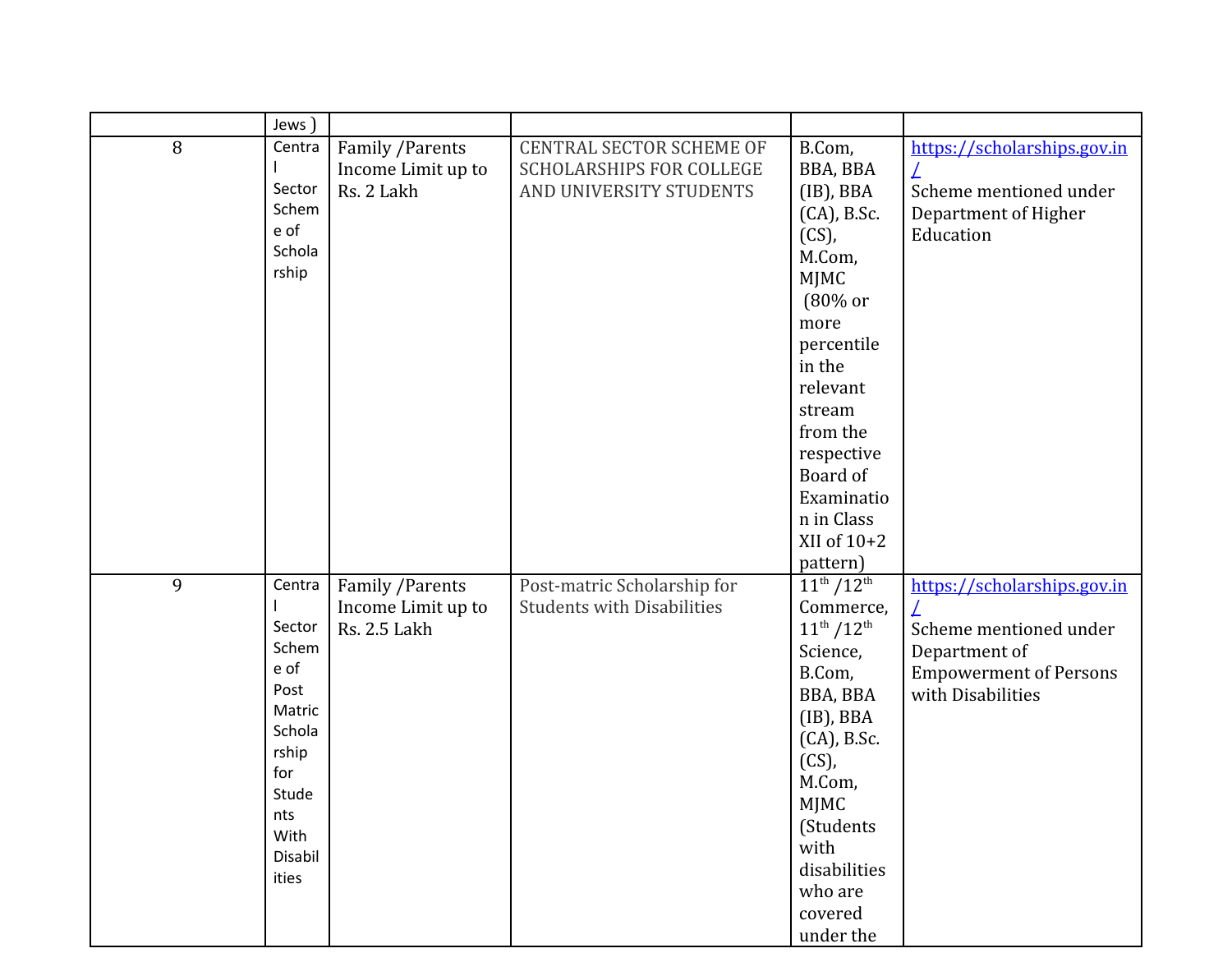|  |  |  |  |  |  |
|---|---|---|---|---|---|
|  | Jews ) |  |  |  |  |
| 8 | Central Sector Scheme of Scholarship | Family /Parents Income Limit up to Rs. 2 Lakh | CENTRAL SECTOR SCHEME OF SCHOLARSHIPS FOR COLLEGE AND UNIVERSITY STUDENTS | B.Com, BBA, BBA (IB), BBA (CA), B.Sc. (CS), M.Com, MJMC (80% or more percentile in the relevant stream from the respective Board of Examination in Class XII of 10+2 pattern) | https://scholarships.gov.in/ Scheme mentioned under Department of Higher Education |
| 9 | Central Sector Scheme of Post Matric Scholarship for Students With Disabilities | Family /Parents Income Limit up to Rs. 2.5 Lakh | Post-matric Scholarship for Students with Disabilities | 11th /12th Commerce, 11th /12th Science, B.Com, BBA, BBA (IB), BBA (CA), B.Sc. (CS), M.Com, MJMC (Students with disabilities who are covered under the | https://scholarships.gov.in/ Scheme mentioned under Department of Empowerment of Persons with Disabilities |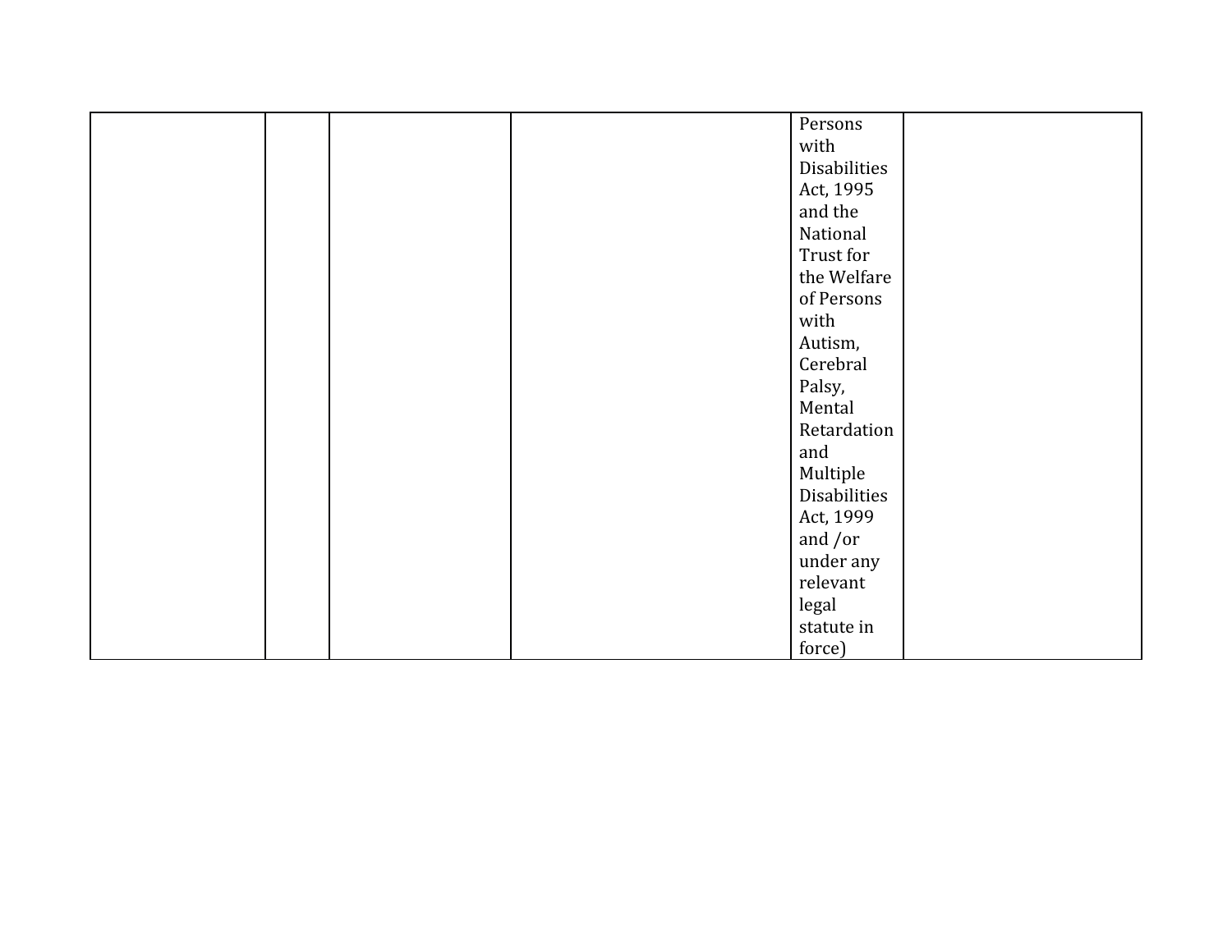| | | | | | |
|---|---|---|---|---|---|
| | | | | Persons with Disabilities Act, 1995 and the National Trust for the Welfare of Persons with Autism, Cerebral Palsy, Mental Retardation and Multiple Disabilities Act, 1999 and /or under any relevant legal statute in force) | |